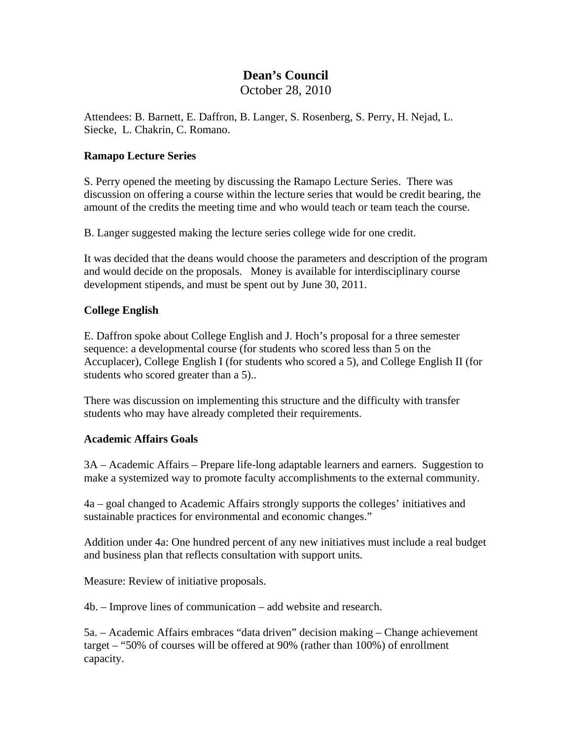# Dean's Council

October 28, 2010

Attendees: B. Barnett, E. Daffron, B. Langer, S. Rosenberg, S. Perry, H. Nejad, L. Siecke, L. Chakrin, C. Romano.

**Ramapo Lecture Series**

S. Perry opened the meeting by discussing the Ramapo Lecture Series. There was discussion on offering a course within the lecture series that would be credit bearing, the amount of the credits the meeting time and who would teach or team teach the course.

B. Langer suggested making the lecture series college wide for one credit.

It was decided that the deans would choose the parameters and description of the program and would decide on the proposals. Money is available for interdisciplinary course development stipends, and must be spent out by June 30, 2011.

**College English**

E. Daffron spoke about College English and J. Hoch's proposal for a three semester sequence: a developmental course (for students who scored less than 5 on the Accuplacer), College English I (for students who scored a 5), and College English II (for students who scored greater than a 5)..

There was discussion on implementing this structure and the difficulty with transfer students who may have already completed their requirements.

**Academic Affairs Goals**

3A – Academic Affairs – Prepare life-long adaptable learners and earners. Suggestion to make a systemized way to promote faculty accomplishments to the external community.

4a – goal changed to Academic Affairs strongly supports the colleges' initiatives and sustainable practices for environmental and economic changes."

Addition under 4a: One hundred percent of any new initiatives must include a real budget and business plan that reflects consultation with support units.

Measure: Review of initiative proposals.

4b. – Improve lines of communication – add website and research.

5a. – Academic Affairs embraces "data driven" decision making – Change achievement target – "50% of courses will be offered at 90% (rather than 100%) of enrollment capacity.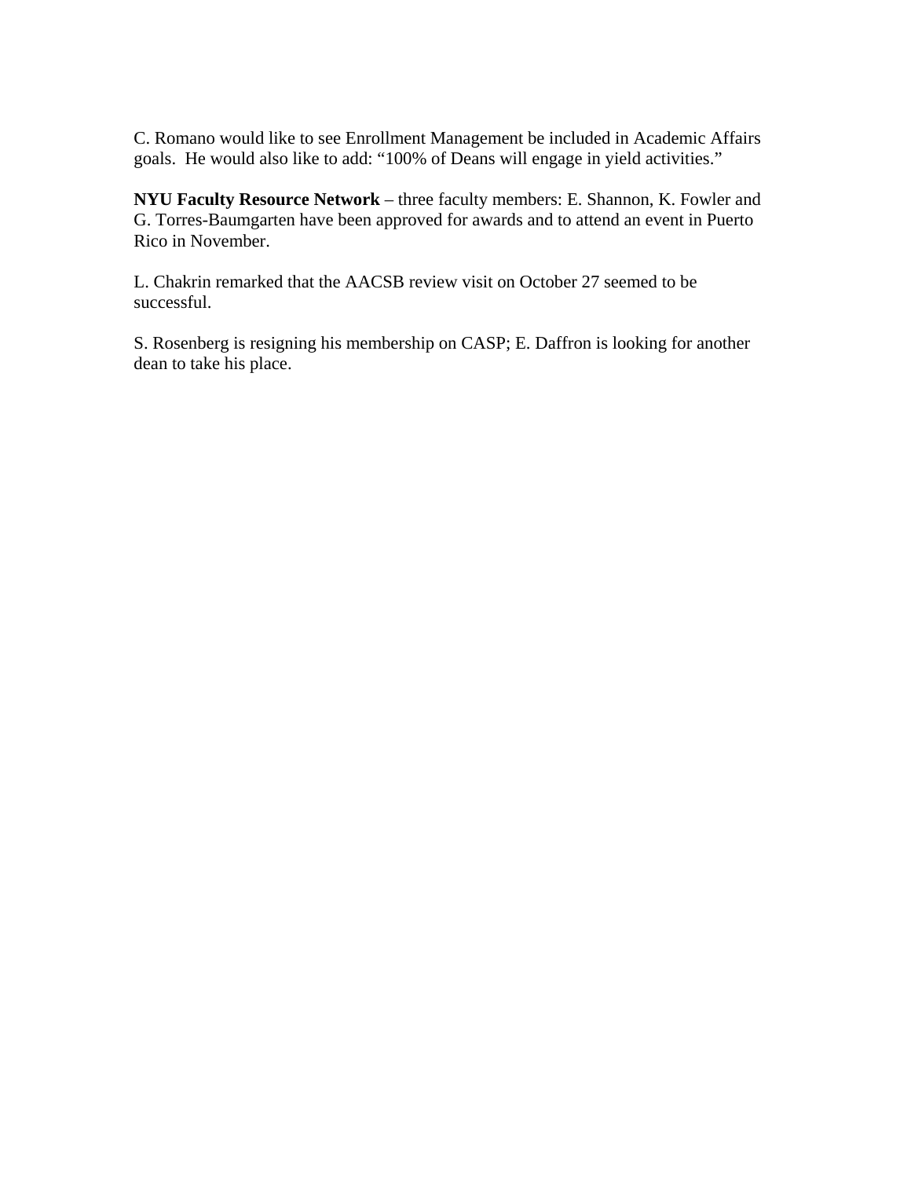C. Romano would like to see Enrollment Management be included in Academic Affairs goals. He would also like to add: "100% of Deans will engage in yield activities."

**NYU Faculty Resource Network** – three faculty members: E. Shannon, K. Fowler and G. Torres-Baumgarten have been approved for awards and to attend an event in Puerto Rico in November.

L. Chakrin remarked that the AACSB review visit on October 27 seemed to be successful.

S. Rosenberg is resigning his membership on CASP; E. Daffron is looking for another dean to take his place.